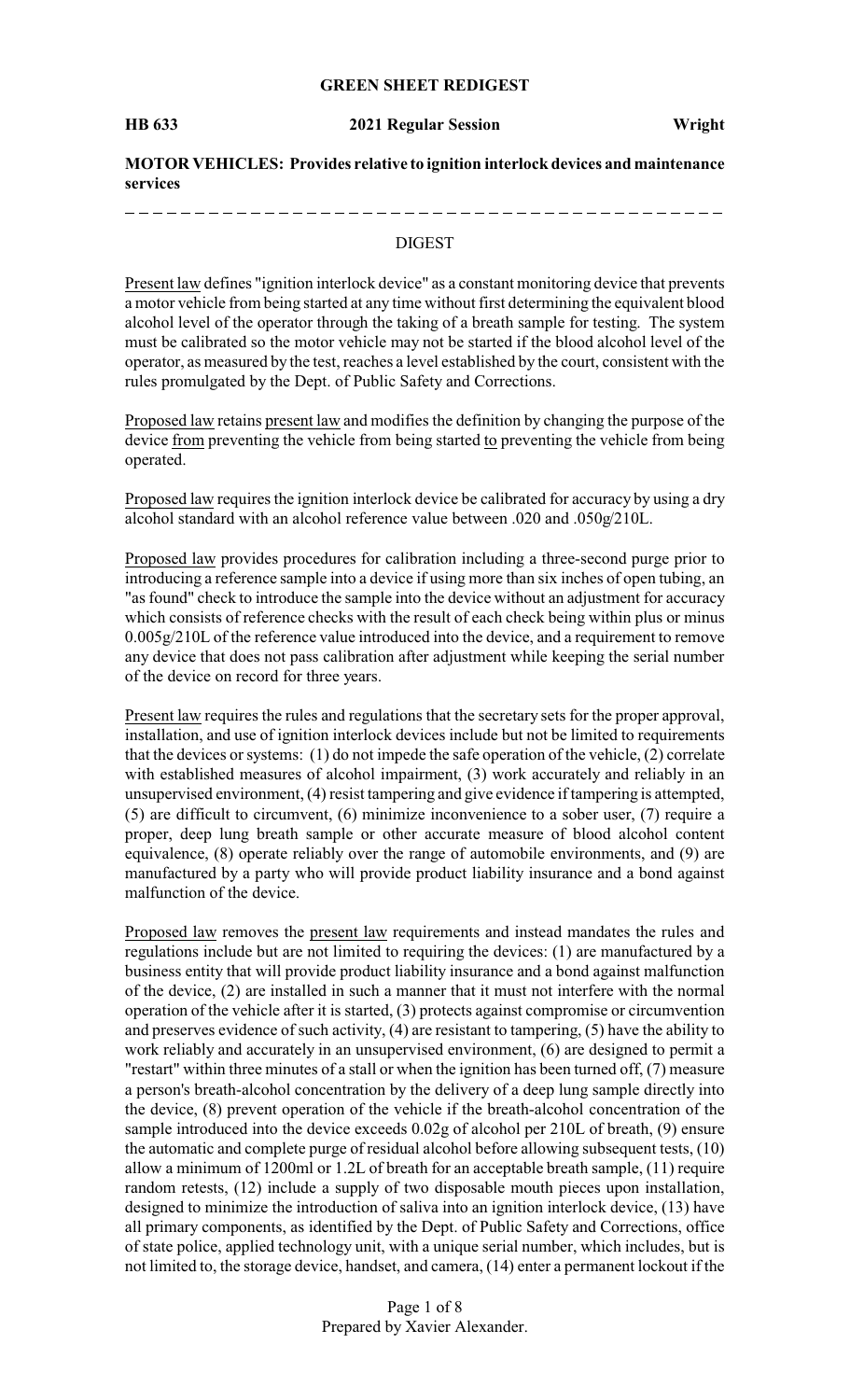**GREEN SHEET REDIGEST**

**HB 633** **2021 Regular Session** **Wright**

**MOTOR VEHICLES: Provides relative to ignition interlock devices and maintenance services**

DIGEST

Present law defines "ignition interlock device" as a constant monitoring device that prevents a motor vehicle from being started at any time without first determining the equivalent blood alcohol level of the operator through the taking of a breath sample for testing. The system must be calibrated so the motor vehicle may not be started if the blood alcohol level of the operator, as measured by the test, reaches a level established by the court, consistent with the rules promulgated by the Dept. of Public Safety and Corrections.

Proposed law retains present law and modifies the definition by changing the purpose of the device from preventing the vehicle from being started to preventing the vehicle from being operated.

Proposed law requires the ignition interlock device be calibrated for accuracy by using a dry alcohol standard with an alcohol reference value between .020 and .050g/210L.

Proposed law provides procedures for calibration including a three-second purge prior to introducing a reference sample into a device if using more than six inches of open tubing, an "as found" check to introduce the sample into the device without an adjustment for accuracy which consists of reference checks with the result of each check being within plus or minus 0.005g/210L of the reference value introduced into the device, and a requirement to remove any device that does not pass calibration after adjustment while keeping the serial number of the device on record for three years.

Present law requires the rules and regulations that the secretary sets for the proper approval, installation, and use of ignition interlock devices include but not be limited to requirements that the devices or systems: (1) do not impede the safe operation of the vehicle, (2) correlate with established measures of alcohol impairment, (3) work accurately and reliably in an unsupervised environment, (4) resist tampering and give evidence if tampering is attempted, (5) are difficult to circumvent, (6) minimize inconvenience to a sober user, (7) require a proper, deep lung breath sample or other accurate measure of blood alcohol content equivalence, (8) operate reliably over the range of automobile environments, and (9) are manufactured by a party who will provide product liability insurance and a bond against malfunction of the device.

Proposed law removes the present law requirements and instead mandates the rules and regulations include but are not limited to requiring the devices: (1) are manufactured by a business entity that will provide product liability insurance and a bond against malfunction of the device, (2) are installed in such a manner that it must not interfere with the normal operation of the vehicle after it is started, (3) protects against compromise or circumvention and preserves evidence of such activity, (4) are resistant to tampering, (5) have the ability to work reliably and accurately in an unsupervised environment, (6) are designed to permit a "restart" within three minutes of a stall or when the ignition has been turned off, (7) measure a person's breath-alcohol concentration by the delivery of a deep lung sample directly into the device, (8) prevent operation of the vehicle if the breath-alcohol concentration of the sample introduced into the device exceeds 0.02g of alcohol per 210L of breath, (9) ensure the automatic and complete purge of residual alcohol before allowing subsequent tests, (10) allow a minimum of 1200ml or 1.2L of breath for an acceptable breath sample, (11) require random retests, (12) include a supply of two disposable mouth pieces upon installation, designed to minimize the introduction of saliva into an ignition interlock device, (13) have all primary components, as identified by the Dept. of Public Safety and Corrections, office of state police, applied technology unit, with a unique serial number, which includes, but is not limited to, the storage device, handset, and camera, (14) enter a permanent lockout if the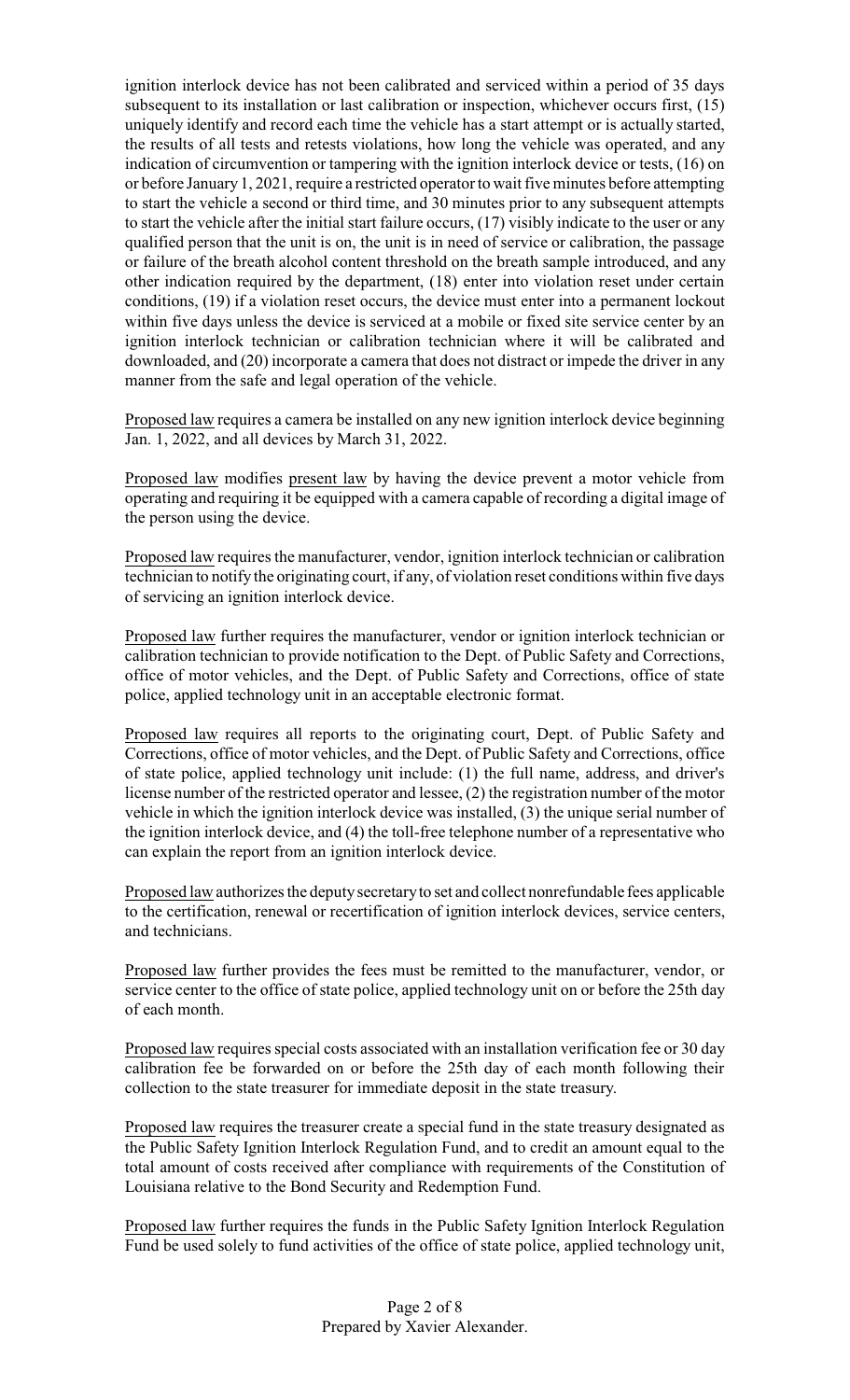ignition interlock device has not been calibrated and serviced within a period of 35 days subsequent to its installation or last calibration or inspection, whichever occurs first, (15) uniquely identify and record each time the vehicle has a start attempt or is actually started, the results of all tests and retests violations, how long the vehicle was operated, and any indication of circumvention or tampering with the ignition interlock device or tests, (16) on or before January 1, 2021, require a restricted operator to wait five minutes before attempting to start the vehicle a second or third time, and 30 minutes prior to any subsequent attempts to start the vehicle after the initial start failure occurs, (17) visibly indicate to the user or any qualified person that the unit is on, the unit is in need of service or calibration, the passage or failure of the breath alcohol content threshold on the breath sample introduced, and any other indication required by the department, (18) enter into violation reset under certain conditions, (19) if a violation reset occurs, the device must enter into a permanent lockout within five days unless the device is serviced at a mobile or fixed site service center by an ignition interlock technician or calibration technician where it will be calibrated and downloaded, and (20) incorporate a camera that does not distract or impede the driver in any manner from the safe and legal operation of the vehicle.

Proposed law requires a camera be installed on any new ignition interlock device beginning Jan. 1, 2022, and all devices by March 31, 2022.

Proposed law modifies present law by having the device prevent a motor vehicle from operating and requiring it be equipped with a camera capable of recording a digital image of the person using the device.

Proposed law requires the manufacturer, vendor, ignition interlock technician or calibration technician to notify the originating court, if any, of violation reset conditions within five days of servicing an ignition interlock device.

Proposed law further requires the manufacturer, vendor or ignition interlock technician or calibration technician to provide notification to the Dept. of Public Safety and Corrections, office of motor vehicles, and the Dept. of Public Safety and Corrections, office of state police, applied technology unit in an acceptable electronic format.

Proposed law requires all reports to the originating court, Dept. of Public Safety and Corrections, office of motor vehicles, and the Dept. of Public Safety and Corrections, office of state police, applied technology unit include: (1) the full name, address, and driver's license number of the restricted operator and lessee, (2) the registration number of the motor vehicle in which the ignition interlock device was installed, (3) the unique serial number of the ignition interlock device, and (4) the toll-free telephone number of a representative who can explain the report from an ignition interlock device.

Proposed law authorizes the deputy secretary to set and collect nonrefundable fees applicable to the certification, renewal or recertification of ignition interlock devices, service centers, and technicians.

Proposed law further provides the fees must be remitted to the manufacturer, vendor, or service center to the office of state police, applied technology unit on or before the 25th day of each month.

Proposed law requires special costs associated with an installation verification fee or 30 day calibration fee be forwarded on or before the 25th day of each month following their collection to the state treasurer for immediate deposit in the state treasury.

Proposed law requires the treasurer create a special fund in the state treasury designated as the Public Safety Ignition Interlock Regulation Fund, and to credit an amount equal to the total amount of costs received after compliance with requirements of the Constitution of Louisiana relative to the Bond Security and Redemption Fund.

Proposed law further requires the funds in the Public Safety Ignition Interlock Regulation Fund be used solely to fund activities of the office of state police, applied technology unit,

Prepared by Xavier Alexander.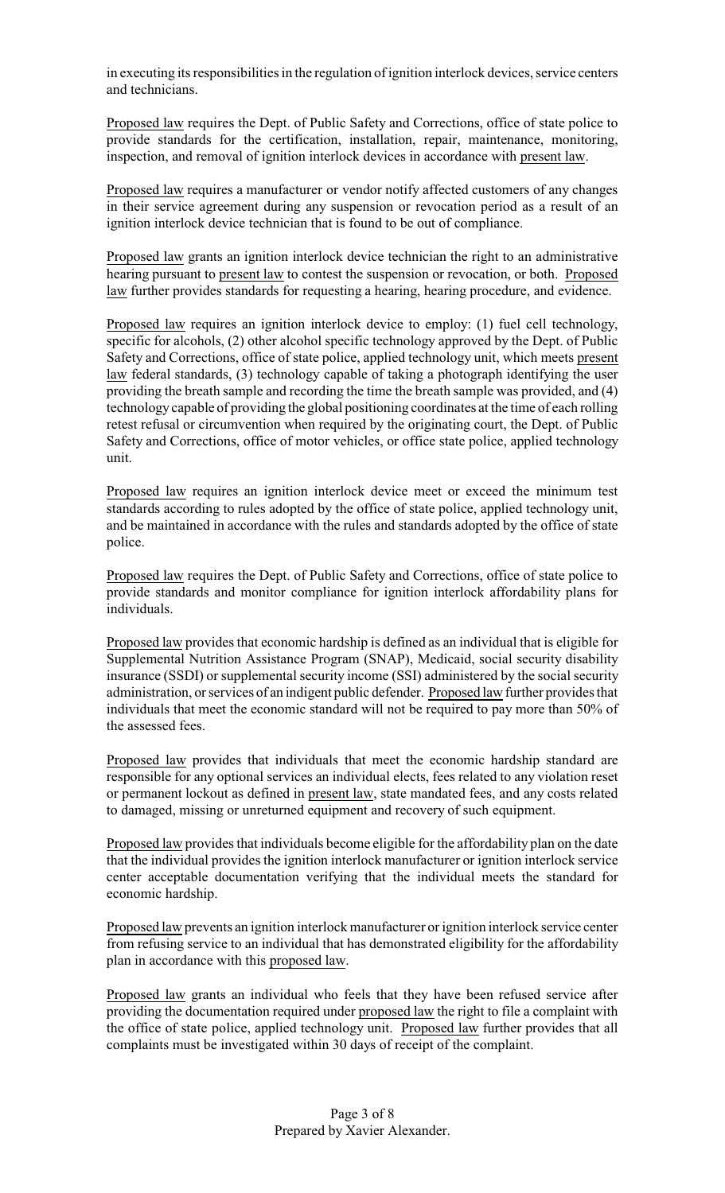in executing its responsibilities in the regulation of ignition interlock devices, service centers and technicians.

Proposed law requires the Dept. of Public Safety and Corrections, office of state police to provide standards for the certification, installation, repair, maintenance, monitoring, inspection, and removal of ignition interlock devices in accordance with present law.

Proposed law requires a manufacturer or vendor notify affected customers of any changes in their service agreement during any suspension or revocation period as a result of an ignition interlock device technician that is found to be out of compliance.

Proposed law grants an ignition interlock device technician the right to an administrative hearing pursuant to present law to contest the suspension or revocation, or both. Proposed law further provides standards for requesting a hearing, hearing procedure, and evidence.

Proposed law requires an ignition interlock device to employ: (1) fuel cell technology, specific for alcohols, (2) other alcohol specific technology approved by the Dept. of Public Safety and Corrections, office of state police, applied technology unit, which meets present law federal standards, (3) technology capable of taking a photograph identifying the user providing the breath sample and recording the time the breath sample was provided, and (4) technology capable of providing the global positioning coordinates at the time of each rolling retest refusal or circumvention when required by the originating court, the Dept. of Public Safety and Corrections, office of motor vehicles, or office state police, applied technology unit.

Proposed law requires an ignition interlock device meet or exceed the minimum test standards according to rules adopted by the office of state police, applied technology unit, and be maintained in accordance with the rules and standards adopted by the office of state police.

Proposed law requires the Dept. of Public Safety and Corrections, office of state police to provide standards and monitor compliance for ignition interlock affordability plans for individuals.

Proposed law provides that economic hardship is defined as an individual that is eligible for Supplemental Nutrition Assistance Program (SNAP), Medicaid, social security disability insurance (SSDI) or supplemental security income (SSI) administered by the social security administration, or services of an indigent public defender. Proposed law further provides that individuals that meet the economic standard will not be required to pay more than 50% of the assessed fees.

Proposed law provides that individuals that meet the economic hardship standard are responsible for any optional services an individual elects, fees related to any violation reset or permanent lockout as defined in present law, state mandated fees, and any costs related to damaged, missing or unreturned equipment and recovery of such equipment.

Proposed law provides that individuals become eligible for the affordability plan on the date that the individual provides the ignition interlock manufacturer or ignition interlock service center acceptable documentation verifying that the individual meets the standard for economic hardship.

Proposed law prevents an ignition interlock manufacturer or ignition interlock service center from refusing service to an individual that has demonstrated eligibility for the affordability plan in accordance with this proposed law.

Proposed law grants an individual who feels that they have been refused service after providing the documentation required under proposed law the right to file a complaint with the office of state police, applied technology unit. Proposed law further provides that all complaints must be investigated within 30 days of receipt of the complaint.

Prepared by Xavier Alexander.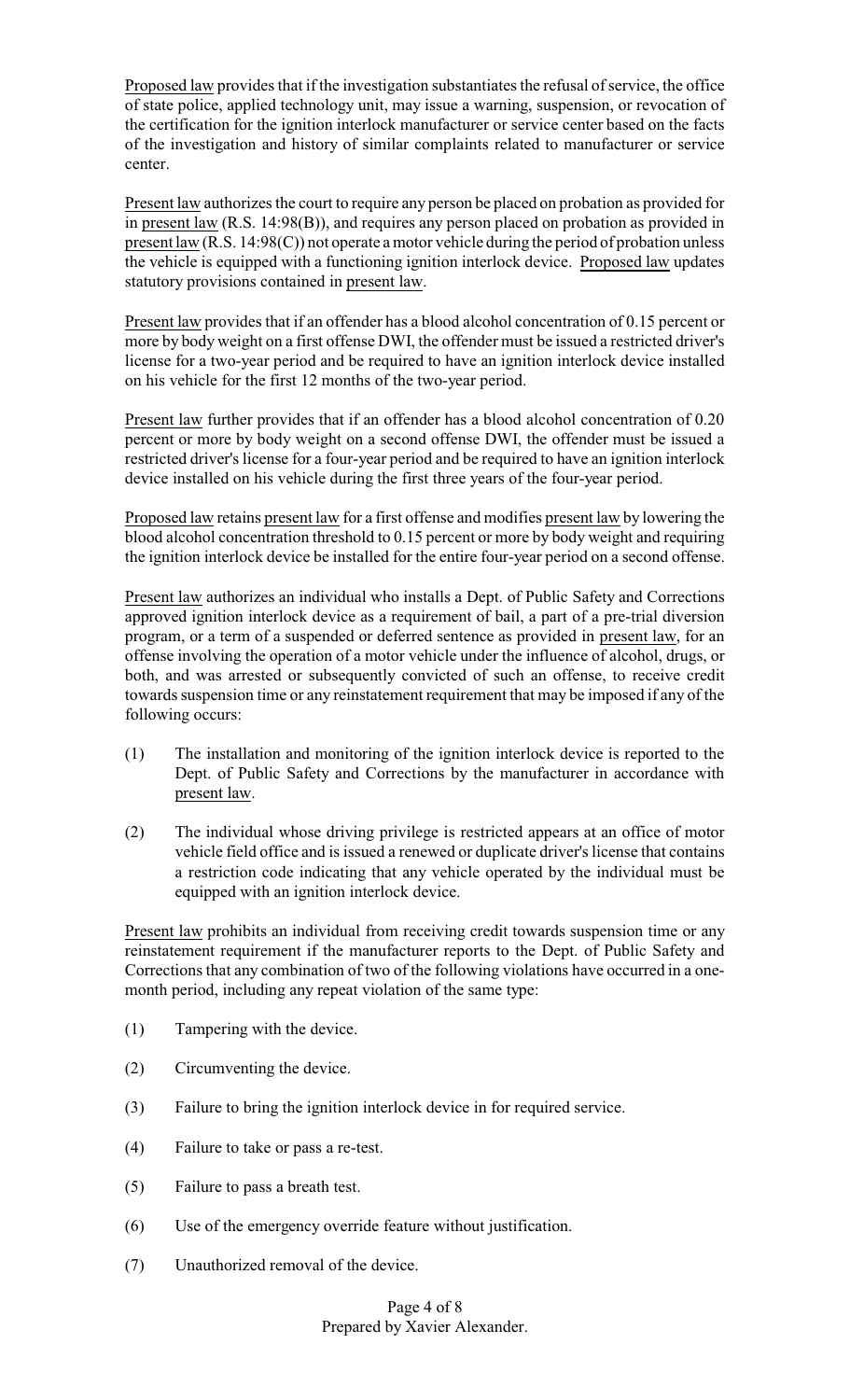Proposed law provides that if the investigation substantiates the refusal of service, the office of state police, applied technology unit, may issue a warning, suspension, or revocation of the certification for the ignition interlock manufacturer or service center based on the facts of the investigation and history of similar complaints related to manufacturer or service center.

Present law authorizes the court to require any person be placed on probation as provided for in present law (R.S. 14:98(B)), and requires any person placed on probation as provided in present law (R.S. 14:98(C)) not operate a motor vehicle during the period of probation unless the vehicle is equipped with a functioning ignition interlock device. Proposed law updates statutory provisions contained in present law.

Present law provides that if an offender has a blood alcohol concentration of 0.15 percent or more by body weight on a first offense DWI, the offender must be issued a restricted driver's license for a two-year period and be required to have an ignition interlock device installed on his vehicle for the first 12 months of the two-year period.

Present law further provides that if an offender has a blood alcohol concentration of 0.20 percent or more by body weight on a second offense DWI, the offender must be issued a restricted driver's license for a four-year period and be required to have an ignition interlock device installed on his vehicle during the first three years of the four-year period.

Proposed law retains present law for a first offense and modifies present law by lowering the blood alcohol concentration threshold to 0.15 percent or more by body weight and requiring the ignition interlock device be installed for the entire four-year period on a second offense.

Present law authorizes an individual who installs a Dept. of Public Safety and Corrections approved ignition interlock device as a requirement of bail, a part of a pre-trial diversion program, or a term of a suspended or deferred sentence as provided in present law, for an offense involving the operation of a motor vehicle under the influence of alcohol, drugs, or both, and was arrested or subsequently convicted of such an offense, to receive credit towards suspension time or any reinstatement requirement that may be imposed if any of the following occurs:

(1) The installation and monitoring of the ignition interlock device is reported to the Dept. of Public Safety and Corrections by the manufacturer in accordance with present law.

(2) The individual whose driving privilege is restricted appears at an office of motor vehicle field office and is issued a renewed or duplicate driver's license that contains a restriction code indicating that any vehicle operated by the individual must be equipped with an ignition interlock device.

Present law prohibits an individual from receiving credit towards suspension time or any reinstatement requirement if the manufacturer reports to the Dept. of Public Safety and Corrections that any combination of two of the following violations have occurred in a one-month period, including any repeat violation of the same type:

(1) Tampering with the device.

(2) Circumventing the device.

(3) Failure to bring the ignition interlock device in for required service.

(4) Failure to take or pass a re-test.

(5) Failure to pass a breath test.

(6) Use of the emergency override feature without justification.

(7) Unauthorized removal of the device.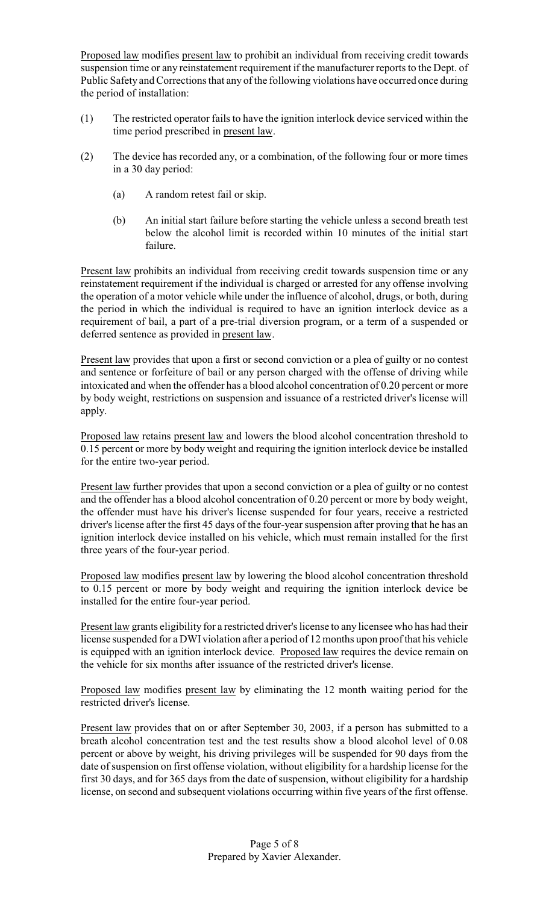Proposed law modifies present law to prohibit an individual from receiving credit towards suspension time or any reinstatement requirement if the manufacturer reports to the Dept. of Public Safety and Corrections that any of the following violations have occurred once during the period of installation:

(1) The restricted operator fails to have the ignition interlock device serviced within the time period prescribed in present law.

(2) The device has recorded any, or a combination, of the following four or more times in a 30 day period:

    (a) A random retest fail or skip.

    (b) An initial start failure before starting the vehicle unless a second breath test below the alcohol limit is recorded within 10 minutes of the initial start failure.

Present law prohibits an individual from receiving credit towards suspension time or any reinstatement requirement if the individual is charged or arrested for any offense involving the operation of a motor vehicle while under the influence of alcohol, drugs, or both, during the period in which the individual is required to have an ignition interlock device as a requirement of bail, a part of a pre-trial diversion program, or a term of a suspended or deferred sentence as provided in present law.

Present law provides that upon a first or second conviction or a plea of guilty or no contest and sentence or forfeiture of bail or any person charged with the offense of driving while intoxicated and when the offender has a blood alcohol concentration of 0.20 percent or more by body weight, restrictions on suspension and issuance of a restricted driver's license will apply.

Proposed law retains present law and lowers the blood alcohol concentration threshold to 0.15 percent or more by body weight and requiring the ignition interlock device be installed for the entire two-year period.

Present law further provides that upon a second conviction or a plea of guilty or no contest and the offender has a blood alcohol concentration of 0.20 percent or more by body weight, the offender must have his driver's license suspended for four years, receive a restricted driver's license after the first 45 days of the four-year suspension after proving that he has an ignition interlock device installed on his vehicle, which must remain installed for the first three years of the four-year period.

Proposed law modifies present law by lowering the blood alcohol concentration threshold to 0.15 percent or more by body weight and requiring the ignition interlock device be installed for the entire four-year period.

Present law grants eligibility for a restricted driver's license to any licensee who has had their license suspended for a DWI violation after a period of 12 months upon proof that his vehicle is equipped with an ignition interlock device. Proposed law requires the device remain on the vehicle for six months after issuance of the restricted driver's license.

Proposed law modifies present law by eliminating the 12 month waiting period for the restricted driver's license.

Present law provides that on or after September 30, 2003, if a person has submitted to a breath alcohol concentration test and the test results show a blood alcohol level of 0.08 percent or above by weight, his driving privileges will be suspended for 90 days from the date of suspension on first offense violation, without eligibility for a hardship license for the first 30 days, and for 365 days from the date of suspension, without eligibility for a hardship license, on second and subsequent violations occurring within five years of the first offense.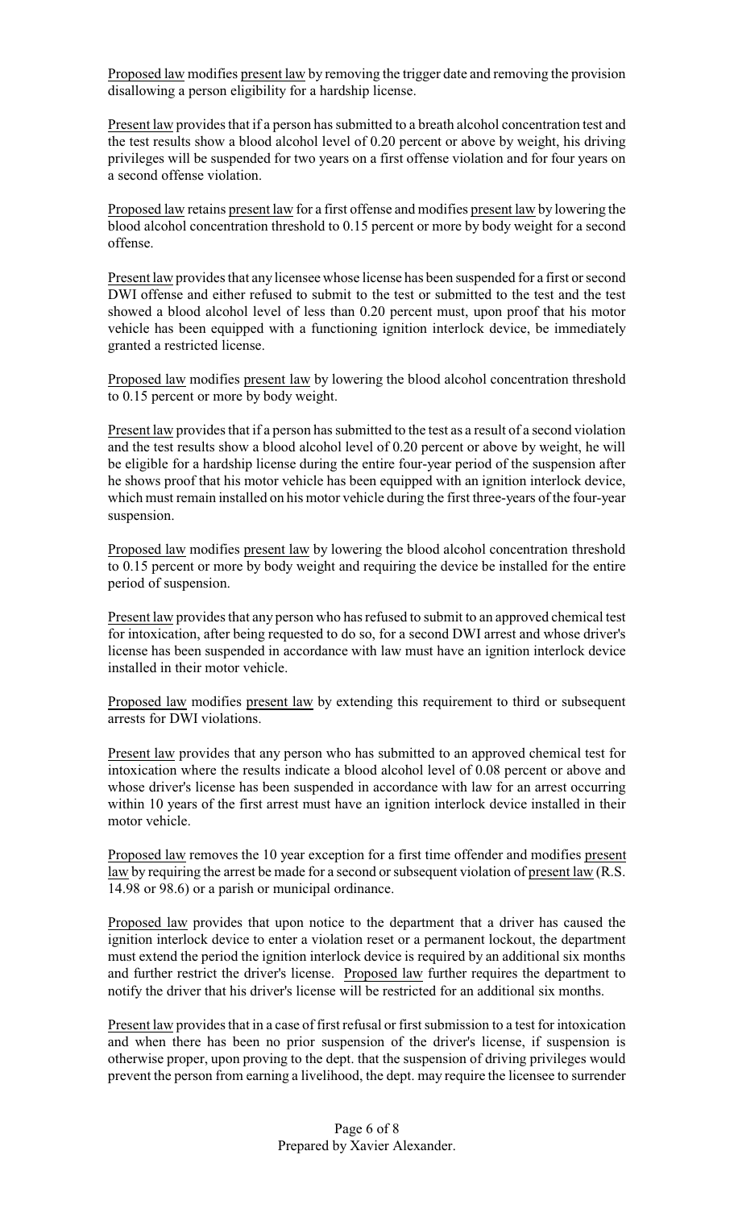Proposed law modifies present law by removing the trigger date and removing the provision disallowing a person eligibility for a hardship license.

Present law provides that if a person has submitted to a breath alcohol concentration test and the test results show a blood alcohol level of 0.20 percent or above by weight, his driving privileges will be suspended for two years on a first offense violation and for four years on a second offense violation.

Proposed law retains present law for a first offense and modifies present law by lowering the blood alcohol concentration threshold to 0.15 percent or more by body weight for a second offense.

Present law provides that any licensee whose license has been suspended for a first or second DWI offense and either refused to submit to the test or submitted to the test and the test showed a blood alcohol level of less than 0.20 percent must, upon proof that his motor vehicle has been equipped with a functioning ignition interlock device, be immediately granted a restricted license.

Proposed law modifies present law by lowering the blood alcohol concentration threshold to 0.15 percent or more by body weight.

Present law provides that if a person has submitted to the test as a result of a second violation and the test results show a blood alcohol level of 0.20 percent or above by weight, he will be eligible for a hardship license during the entire four-year period of the suspension after he shows proof that his motor vehicle has been equipped with an ignition interlock device, which must remain installed on his motor vehicle during the first three-years of the four-year suspension.

Proposed law modifies present law by lowering the blood alcohol concentration threshold to 0.15 percent or more by body weight and requiring the device be installed for the entire period of suspension.

Present law provides that any person who has refused to submit to an approved chemical test for intoxication, after being requested to do so, for a second DWI arrest and whose driver's license has been suspended in accordance with law must have an ignition interlock device installed in their motor vehicle.

Proposed law modifies present law by extending this requirement to third or subsequent arrests for DWI violations.

Present law provides that any person who has submitted to an approved chemical test for intoxication where the results indicate a blood alcohol level of 0.08 percent or above and whose driver's license has been suspended in accordance with law for an arrest occurring within 10 years of the first arrest must have an ignition interlock device installed in their motor vehicle.

Proposed law removes the 10 year exception for a first time offender and modifies present law by requiring the arrest be made for a second or subsequent violation of present law (R.S. 14.98 or 98.6) or a parish or municipal ordinance.

Proposed law provides that upon notice to the department that a driver has caused the ignition interlock device to enter a violation reset or a permanent lockout, the department must extend the period the ignition interlock device is required by an additional six months and further restrict the driver's license. Proposed law further requires the department to notify the driver that his driver's license will be restricted for an additional six months.

Present law provides that in a case of first refusal or first submission to a test for intoxication and when there has been no prior suspension of the driver's license, if suspension is otherwise proper, upon proving to the dept. that the suspension of driving privileges would prevent the person from earning a livelihood, the dept. may require the licensee to surrender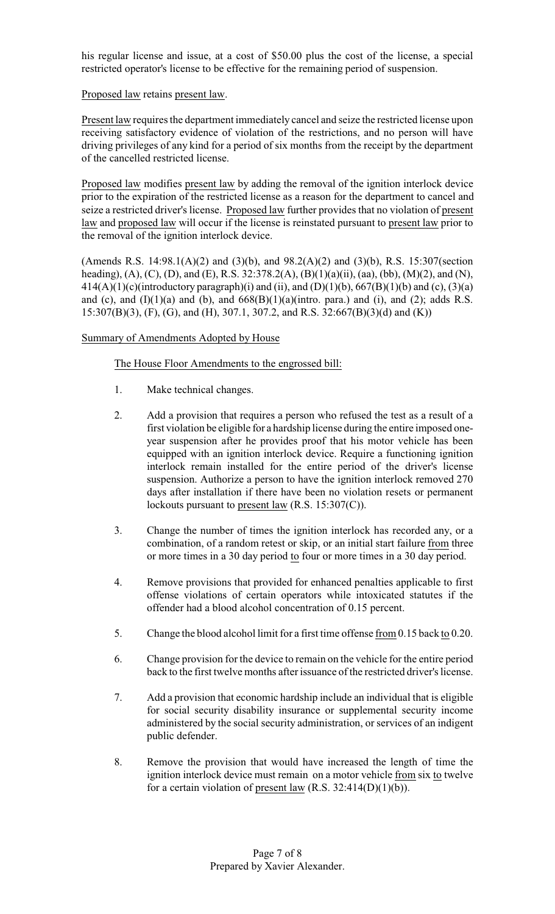his regular license and issue, at a cost of $50.00 plus the cost of the license, a special restricted operator's license to be effective for the remaining period of suspension.

Proposed law retains present law.

Present law requires the department immediately cancel and seize the restricted license upon receiving satisfactory evidence of violation of the restrictions, and no person will have driving privileges of any kind for a period of six months from the receipt by the department of the cancelled restricted license.

Proposed law modifies present law by adding the removal of the ignition interlock device prior to the expiration of the restricted license as a reason for the department to cancel and seize a restricted driver's license. Proposed law further provides that no violation of present law and proposed law will occur if the license is reinstated pursuant to present law prior to the removal of the ignition interlock device.

(Amends R.S. 14:98.1(A)(2) and (3)(b), and 98.2(A)(2) and (3)(b), R.S. 15:307(section heading), (A), (C), (D), and (E), R.S. 32:378.2(A), (B)(1)(a)(ii), (aa), (bb), (M)(2), and (N), 414(A)(1)(c)(introductory paragraph)(i) and (ii), and (D)(1)(b), 667(B)(1)(b) and (c), (3)(a) and (c), and (I)(1)(a) and (b), and 668(B)(1)(a)(intro. para.) and (i), and (2); adds R.S. 15:307(B)(3), (F), (G), and (H), 307.1, 307.2, and R.S. 32:667(B)(3)(d) and (K))

Summary of Amendments Adopted by House

The House Floor Amendments to the engrossed bill:

1. Make technical changes.

2. Add a provision that requires a person who refused the test as a result of a first violation be eligible for a hardship license during the entire imposed one-year suspension after he provides proof that his motor vehicle has been equipped with an ignition interlock device. Require a functioning ignition interlock remain installed for the entire period of the driver's license suspension. Authorize a person to have the ignition interlock removed 270 days after installation if there have been no violation resets or permanent lockouts pursuant to present law (R.S. 15:307(C)).

3. Change the number of times the ignition interlock has recorded any, or a combination, of a random retest or skip, or an initial start failure from three or more times in a 30 day period to four or more times in a 30 day period.

4. Remove provisions that provided for enhanced penalties applicable to first offense violations of certain operators while intoxicated statutes if the offender had a blood alcohol concentration of 0.15 percent.

5. Change the blood alcohol limit for a first time offense from 0.15 back to 0.20.

6. Change provision for the device to remain on the vehicle for the entire period back to the first twelve months after issuance of the restricted driver's license.

7. Add a provision that economic hardship include an individual that is eligible for social security disability insurance or supplemental security income administered by the social security administration, or services of an indigent public defender.

8. Remove the provision that would have increased the length of time the ignition interlock device must remain on a motor vehicle from six to twelve for a certain violation of present law (R.S. 32:414(D)(1)(b)).

Prepared by Xavier Alexander.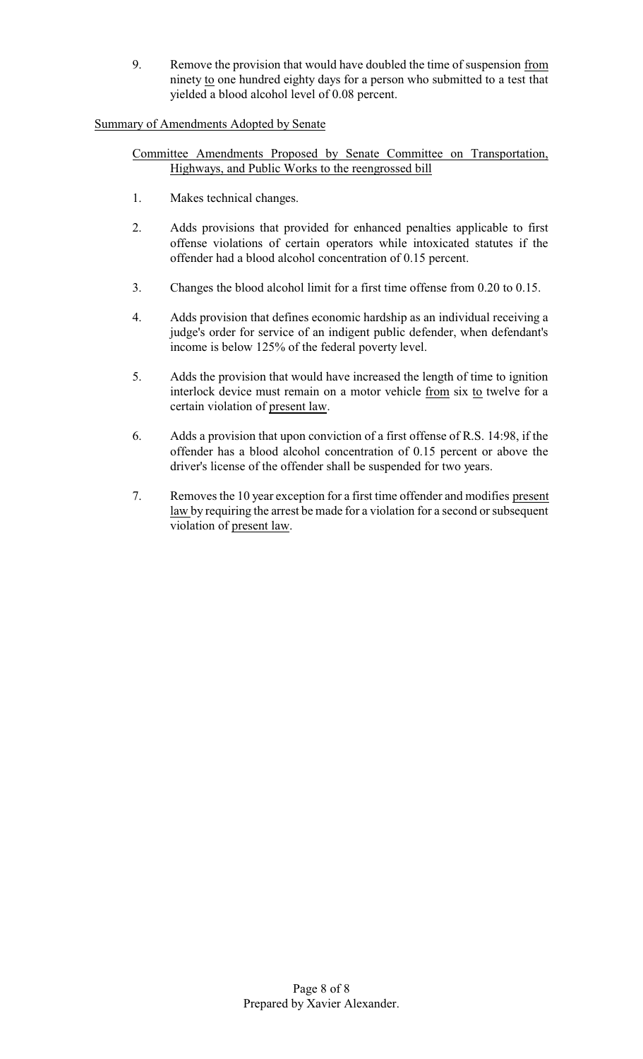9. Remove the provision that would have doubled the time of suspension from ninety to one hundred eighty days for a person who submitted to a test that yielded a blood alcohol level of 0.08 percent.

Summary of Amendments Adopted by Senate

Committee Amendments Proposed by Senate Committee on Transportation, Highways, and Public Works to the reengrossed bill

1. Makes technical changes.

2. Adds provisions that provided for enhanced penalties applicable to first offense violations of certain operators while intoxicated statutes if the offender had a blood alcohol concentration of 0.15 percent.

3. Changes the blood alcohol limit for a first time offense from 0.20 to 0.15.

4. Adds provision that defines economic hardship as an individual receiving a judge's order for service of an indigent public defender, when defendant's income is below 125% of the federal poverty level.

5. Adds the provision that would have increased the length of time to ignition interlock device must remain on a motor vehicle from six to twelve for a certain violation of present law.

6. Adds a provision that upon conviction of a first offense of R.S. 14:98, if the offender has a blood alcohol concentration of 0.15 percent or above the driver's license of the offender shall be suspended for two years.

7. Removes the 10 year exception for a first time offender and modifies present law by requiring the arrest be made for a violation for a second or subsequent violation of present law.

Prepared by Xavier Alexander.